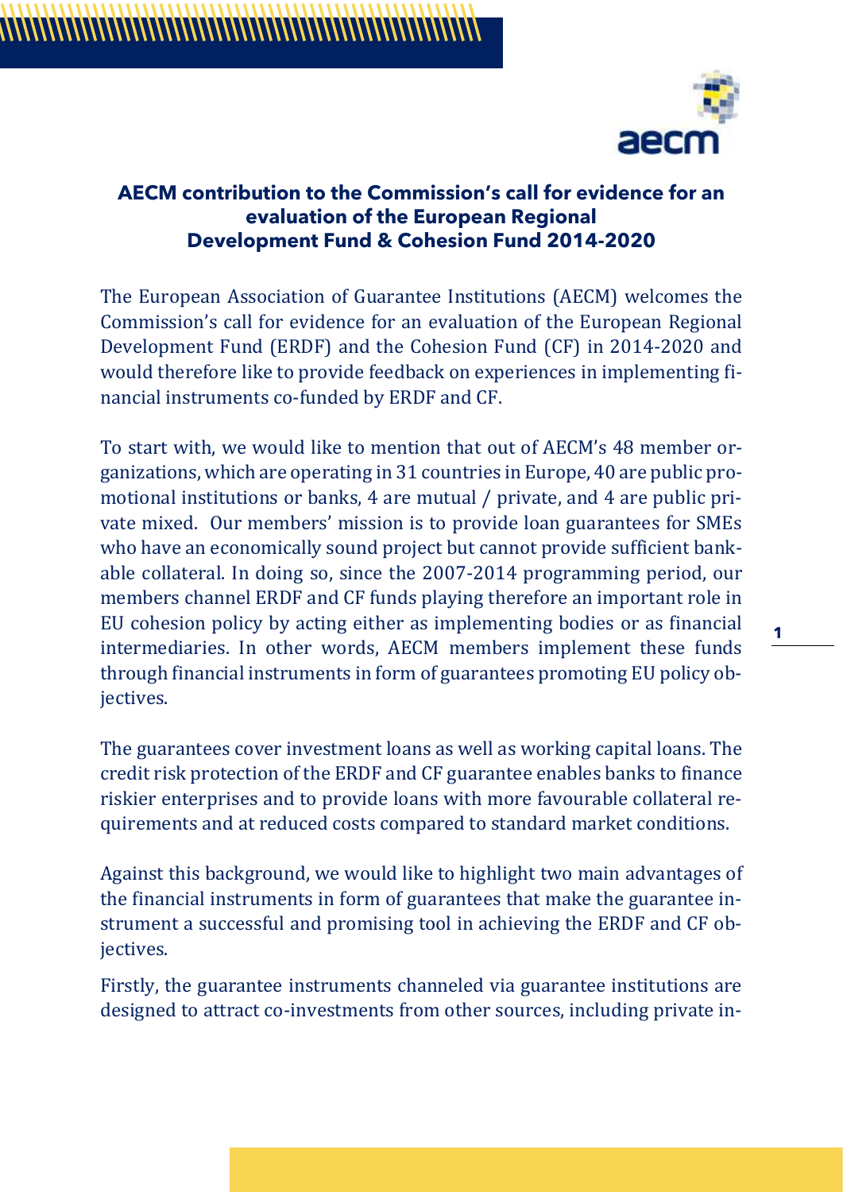**AECM contribution to the Commission's call for evidence for an evaluation of the European Regional Development Fund & Cohesion Fund 2014-2020**

The European Association of Guarantee Institutions (AECM) welcomes the Commission's call for evidence for an evaluation of the European Regional Development Fund (ERDF) and the Cohesion Fund (CF) in 2014-2020 and would therefore like to provide feedback on experiences in implementing financial instruments co-funded by ERDF and CF.

To start with, we would like to mention that out of AECM's 48 member organizations, which are operating in 31 countries in Europe, 40 are public promotional institutions or banks, 4 are mutual / private, and 4 are public private mixed. Our members' mission is to provide loan guarantees for SMEs who have an economically sound project but cannot provide sufficient bankable collateral. In doing so, since the 2007-2014 programming period, our members channel ERDF and CF funds playing therefore an important role in EU cohesion policy by acting either as implementing bodies or as financial intermediaries. In other words, AECM members implement these funds through financial instruments in form of guarantees promoting EU policy objectives.

The guarantees cover investment loans as well as working capital loans. The credit risk protection of the ERDF and CF guarantee enables banks to finance riskier enterprises and to provide loans with more favourable collateral requirements and at reduced costs compared to standard market conditions.

Against this background, we would like to highlight two main advantages of the financial instruments in form of guarantees that make the guarantee instrument a successful and promising tool in achieving the ERDF and CF objectives.

Firstly, the guarantee instruments channeled via guarantee institutions are designed to attract co-investments from other sources, including private in-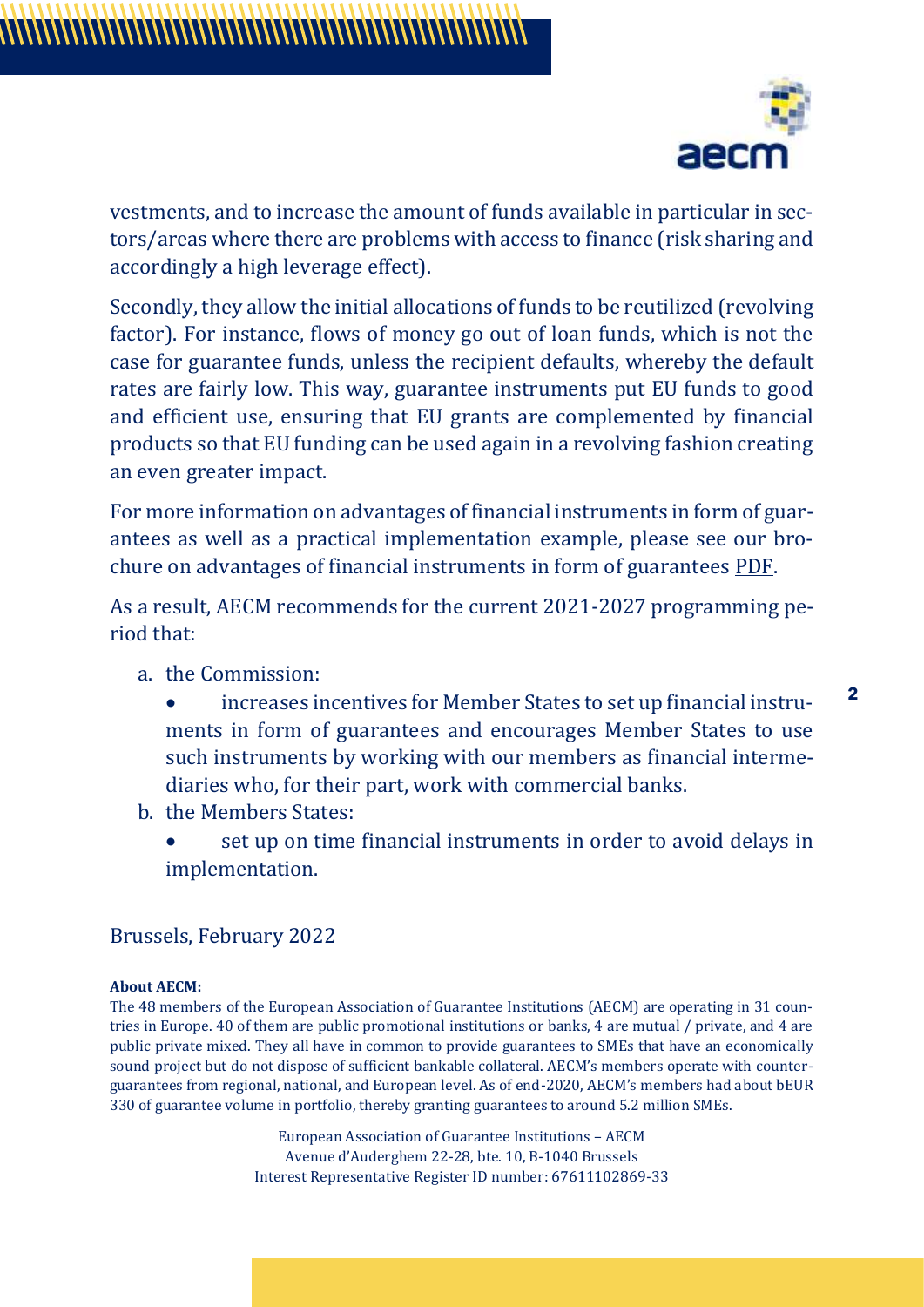vestments, and to increase the amount of funds available in particular in sectors/areas where there are problems with access to finance (risk sharing and accordingly a high leverage effect).

Secondly, they allow the initial allocations of funds to be reutilized (revolving factor). For instance, flows of money go out of loan funds, which is not the case for guarantee funds, unless the recipient defaults, whereby the default rates are fairly low. This way, guarantee instruments put EU funds to good and efficient use, ensuring that EU grants are complemented by financial products so that EU funding can be used again in a revolving fashion creating an even greater impact.

For more information on advantages of financial instruments in form of guarantees as well as a practical implementation example, please see our brochure on advantages of financial instruments in form of guarantees PDF.

As a result, AECM recommends for the current 2021-2027 programming period that:

a. the Commission:
   - increases incentives for Member States to set up financial instruments in form of guarantees and encourages Member States to use such instruments by working with our members as financial intermediaries who, for their part, work with commercial banks.

b. the Members States:
   - set up on time financial instruments in order to avoid delays in implementation.

Brussels, February 2022

**About AECM:**

The 48 members of the European Association of Guarantee Institutions (AECM) are operating in 31 countries in Europe. 40 of them are public promotional institutions or banks, 4 are mutual / private, and 4 are public private mixed. They all have in common to provide guarantees to SMEs that have an economically sound project but do not dispose of sufficient bankable collateral. AECM's members operate with counter-guarantees from regional, national, and European level. As of end-2020, AECM's members had about bEUR 330 of guarantee volume in portfolio, thereby granting guarantees to around 5.2 million SMEs.

European Association of Guarantee Institutions – AECM
Avenue d'Auderghem 22-28, bte. 10, B-1040 Brussels
Interest Representative Register ID number: 67611102869-33